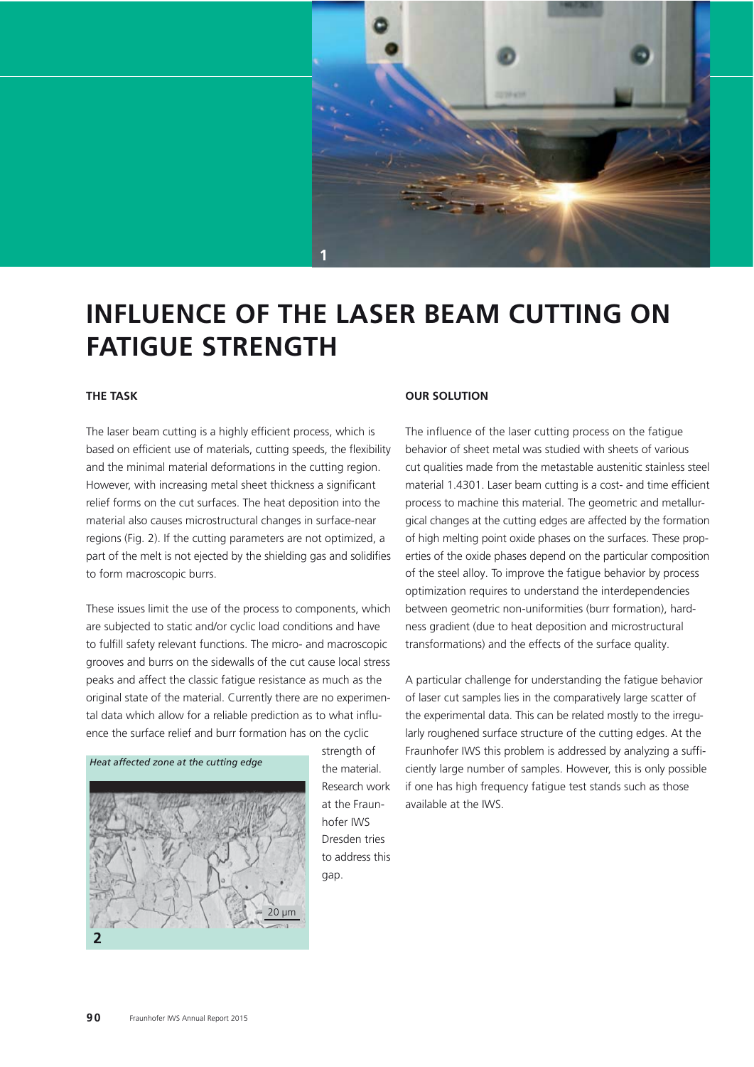# INFLUENCE OF THE LASER BEAM CUTTING ON FATIGUE STRENGTH

### THE TASK

The laser beam cutting is a highly efficient process, which is based on efficient use of materials, cutting speeds, the flexibility and the minimal material deformations in the cutting region. However, with increasing metal sheet thickness a significant relief forms on the cut surfaces. The heat deposition into the material also causes microstructural changes in surface-near regions (Fig. 2). If the cutting parameters are not optimized, a part of the melt is not ejected by the shielding gas and solidifies to form macroscopic burrs.

These issues limit the use of the process to components, which are subjected to static and/or cyclic load conditions and have to fulfill safety relevant functions. The micro- and macroscopic grooves and burrs on the sidewalls of the cut cause local stress peaks and affect the classic fatigue resistance as much as the original state of the material. Currently there are no experimental data which allow for a reliable prediction as to what influence the surface relief and burr formation has on the cyclic strength of the material. Research work at the Fraunhofer IWS Dresden tries to address this gap.

*Heat affected zone at the cutting edge*

### OUR SOLUTION

The influence of the laser cutting process on the fatigue behavior of sheet metal was studied with sheets of various cut qualities made from the metastable austenitic stainless steel material 1.4301. Laser beam cutting is a cost- and time efficient process to machine this material. The geometric and metallurgical changes at the cutting edges are affected by the formation of high melting point oxide phases on the surfaces. These properties of the oxide phases depend on the particular composition of the steel alloy. To improve the fatigue behavior by process optimization requires to understand the interdependencies between geometric non-uniformities (burr formation), hardness gradient (due to heat deposition and microstructural transformations) and the effects of the surface quality.

A particular challenge for understanding the fatigue behavior of laser cut samples lies in the comparatively large scatter of the experimental data. This can be related mostly to the irregularly roughened surface structure of the cutting edges. At the Fraunhofer IWS this problem is addressed by analyzing a sufficiently large number of samples. However, this is only possible if one has high frequency fatigue test stands such as those available at the IWS.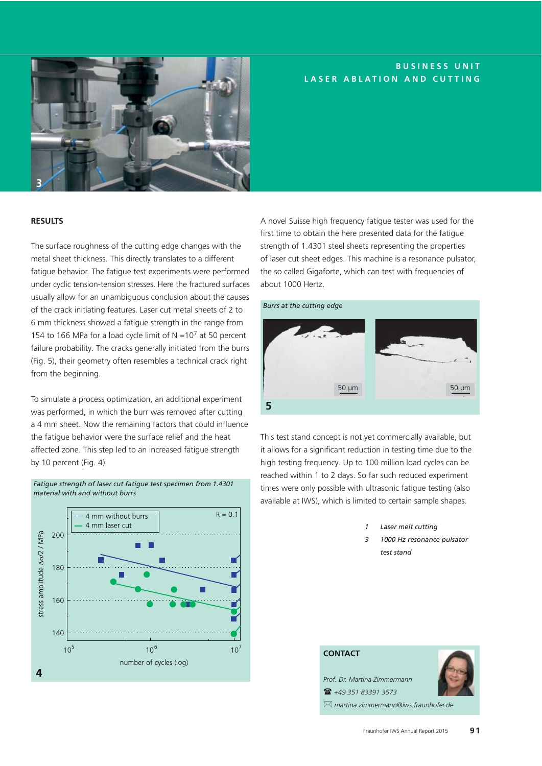BUSINESS UNIT
LASER ABLATION AND CUTTING

3

## RESULTS

The surface roughness of the cutting edge changes with the metal sheet thickness. This directly translates to a different fatigue behavior. The fatigue test experiments were performed under cyclic tension-tension stresses. Here the fractured surfaces usually allow for an unambiguous conclusion about the causes of the crack initiating features. Laser cut metal sheets of 2 to 6 mm thickness showed a fatigue strength in the range from 154 to 166 MPa for a load cycle limit of N =$10^7$ at 50 percent failure probability. The cracks generally initiated from the burrs (Fig. 5), their geometry often resembles a technical crack right from the beginning.

To simulate a process optimization, an additional experiment was performed, in which the burr was removed after cutting a 4 mm sheet. Now the remaining factors that could influence the fatigue behavior were the surface relief and the heat affected zone. This step led to an increased fatigue strength by 10 percent (Fig. 4).

*Fatigue strength of laser cut fatigue test specimen from 1.4301 material with and without burrs*

4 mm without burrs
4 mm laser cut
R = 0.1
stress amplitude Δσ/2 / MPa
200
180
160
140
$10^5$
$10^6$
$10^7$
number of cycles (log)

4

A novel Suisse high frequency fatigue tester was used for the first time to obtain the here presented data for the fatigue strength of 1.4301 steel sheets representing the properties of laser cut sheet edges. This machine is a resonance pulsator, the so called Gigaforte, which can test with frequencies of about 1000 Hertz.

*Burrs at the cutting edge*

50 µm
50 µm

5

This test stand concept is not yet commercially available, but it allows for a significant reduction in testing time due to the high testing frequency. Up to 100 million load cycles can be reached within 1 to 2 days. So far such reduced experiment times were only possible with ultrasonic fatigue testing (also available at IWS), which is limited to certain sample shapes.

*1 Laser melt cutting*

*3 1000 Hz resonance pulsator test stand*

## CONTACT

*Prof. Dr. Martina Zimmermann*

☎ *+49 351 83391 3573*

✉ *martina.zimmermann@iws.fraunhofer.de*